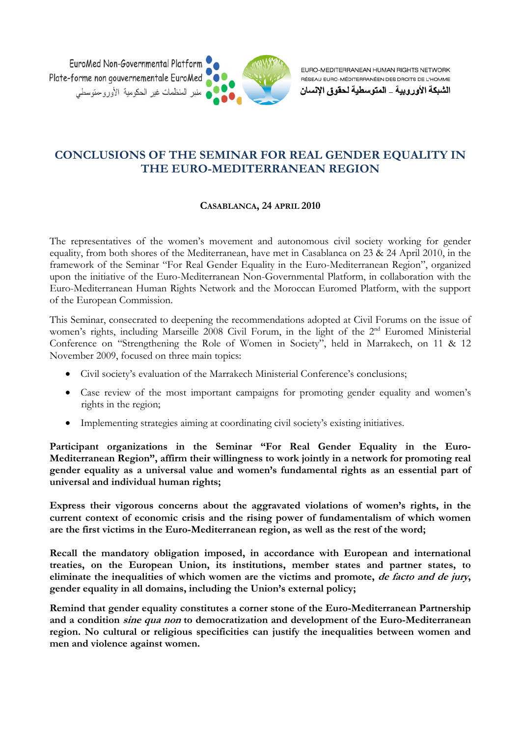EuroMed Non-Governmental Platform
Plate-forme non gouvernementale EuroMed
منبر المنظمات غير الحكومية الأورومتوسطي

EURO-MEDITERRANEAN HUMAN RIGHTS NETWORK
RÉSEAU EURO-MÉDITERRANÉEN DES DROITS DE L'HOMME
الشبكة الأوروبية \_ المتوسطية لحقوق الإنسان

# CONCLUSIONS OF THE SEMINAR FOR REAL GENDER EQUALITY IN THE EURO-MEDITERRANEAN REGION

**CASABLANCA, 24 APRIL 2010**

The representatives of the women's movement and autonomous civil society working for gender equality, from both shores of the Mediterranean, have met in Casablanca on 23 & 24 April 2010, in the framework of the Seminar "For Real Gender Equality in the Euro-Mediterranean Region", organized upon the initiative of the Euro-Mediterranean Non-Governmental Platform, in collaboration with the Euro-Mediterranean Human Rights Network and the Moroccan Euromed Platform, with the support of the European Commission.

This Seminar, consecrated to deepening the recommendations adopted at Civil Forums on the issue of women's rights, including Marseille 2008 Civil Forum, in the light of the 2nd Euromed Ministerial Conference on "Strengthening the Role of Women in Society", held in Marrakech, on 11 & 12 November 2009, focused on three main topics:

- Civil society's evaluation of the Marrakech Ministerial Conference's conclusions;
- Case review of the most important campaigns for promoting gender equality and women's rights in the region;
- Implementing strategies aiming at coordinating civil society's existing initiatives.

**Participant organizations in the Seminar "For Real Gender Equality in the Euro-Mediterranean Region", affirm their willingness to work jointly in a network for promoting real gender equality as a universal value and women's fundamental rights as an essential part of universal and individual human rights;**

**Express their vigorous concerns about the aggravated violations of women's rights, in the current context of economic crisis and the rising power of fundamentalism of which women are the first victims in the Euro-Mediterranean region, as well as the rest of the word;**

**Recall the mandatory obligation imposed, in accordance with European and international treaties, on the European Union, its institutions, member states and partner states, to eliminate the inequalities of which women are the victims and promote, *de facto and de jury*, gender equality in all domains, including the Union's external policy;**

**Remind that gender equality constitutes a corner stone of the Euro-Mediterranean Partnership and a condition *sine qua non* to democratization and development of the Euro-Mediterranean region. No cultural or religious specificities can justify the inequalities between women and men and violence against women.**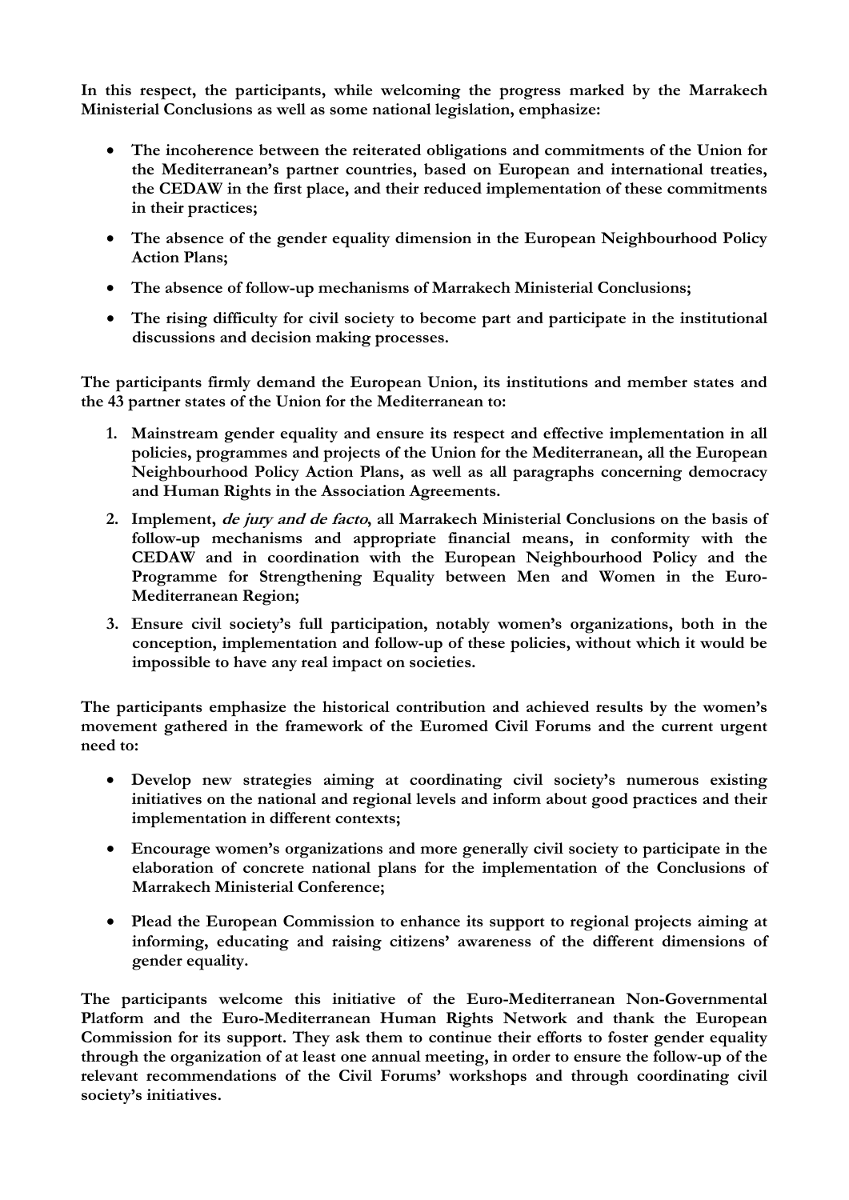**In this respect, the participants, while welcoming the progress marked by the Marrakech Ministerial Conclusions as well as some national legislation, emphasize:**

- **The incoherence between the reiterated obligations and commitments of the Union for the Mediterranean's partner countries, based on European and international treaties, the CEDAW in the first place, and their reduced implementation of these commitments in their practices;**
- **The absence of the gender equality dimension in the European Neighbourhood Policy Action Plans;**
- **The absence of follow-up mechanisms of Marrakech Ministerial Conclusions;**
- **The rising difficulty for civil society to become part and participate in the institutional discussions and decision making processes.**

**The participants firmly demand the European Union, its institutions and member states and the 43 partner states of the Union for the Mediterranean to:**

1. **Mainstream gender equality and ensure its respect and effective implementation in all policies, programmes and projects of the Union for the Mediterranean, all the European Neighbourhood Policy Action Plans, as well as all paragraphs concerning democracy and Human Rights in the Association Agreements.**
2. **Implement, *de jury and de facto*, all Marrakech Ministerial Conclusions on the basis of follow-up mechanisms and appropriate financial means, in conformity with the CEDAW and in coordination with the European Neighbourhood Policy and the Programme for Strengthening Equality between Men and Women in the Euro-Mediterranean Region;**
3. **Ensure civil society's full participation, notably women's organizations, both in the conception, implementation and follow-up of these policies, without which it would be impossible to have any real impact on societies.**

**The participants emphasize the historical contribution and achieved results by the women's movement gathered in the framework of the Euromed Civil Forums and the current urgent need to:**

- **Develop new strategies aiming at coordinating civil society's numerous existing initiatives on the national and regional levels and inform about good practices and their implementation in different contexts;**
- **Encourage women's organizations and more generally civil society to participate in the elaboration of concrete national plans for the implementation of the Conclusions of Marrakech Ministerial Conference;**
- **Plead the European Commission to enhance its support to regional projects aiming at informing, educating and raising citizens' awareness of the different dimensions of gender equality.**

**The participants welcome this initiative of the Euro-Mediterranean Non-Governmental Platform and the Euro-Mediterranean Human Rights Network and thank the European Commission for its support. They ask them to continue their efforts to foster gender equality through the organization of at least one annual meeting, in order to ensure the follow-up of the relevant recommendations of the Civil Forums' workshops and through coordinating civil society's initiatives.**